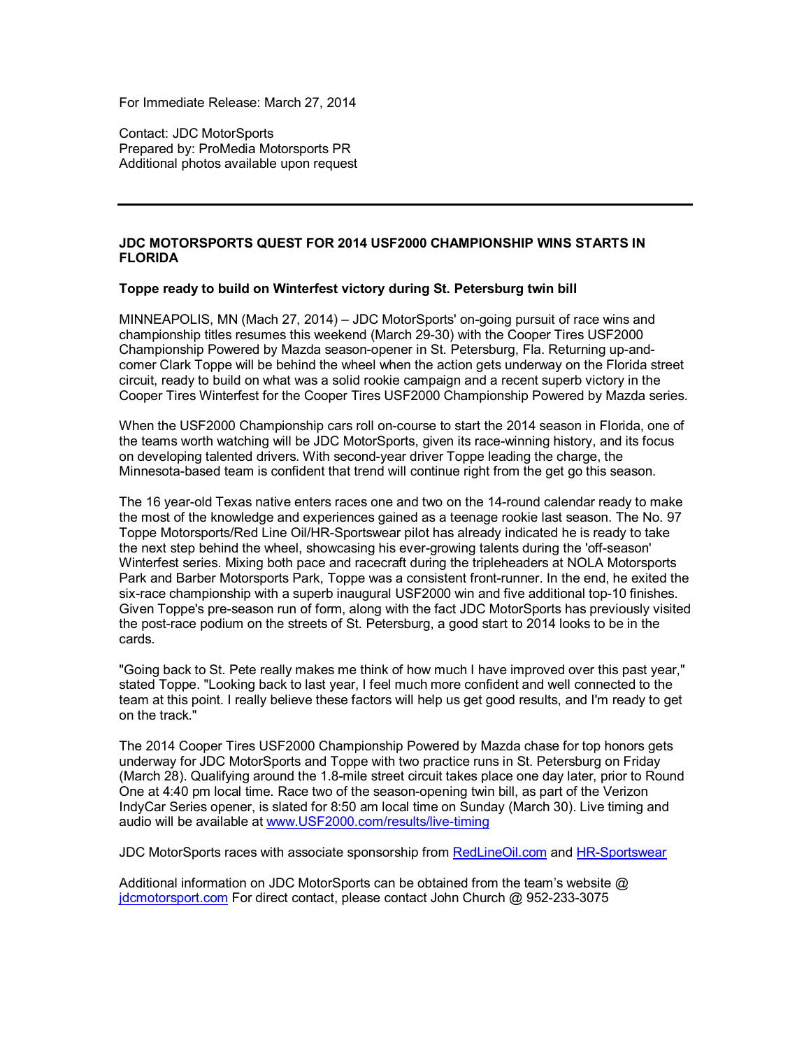For Immediate Release: March 27, 2014

Contact: JDC MotorSports
Prepared by: ProMedia Motorsports PR
Additional photos available upon request

---

**JDC MOTORSPORTS QUEST FOR 2014 USF2000 CHAMPIONSHIP WINS STARTS IN FLORIDA**

**Toppe ready to build on Winterfest victory during St. Petersburg twin bill**

MINNEAPOLIS, MN (Mach 27, 2014) – JDC MotorSports' on-going pursuit of race wins and championship titles resumes this weekend (March 29-30) with the Cooper Tires USF2000 Championship Powered by Mazda season-opener in St. Petersburg, Fla. Returning up-and-comer Clark Toppe will be behind the wheel when the action gets underway on the Florida street circuit, ready to build on what was a solid rookie campaign and a recent superb victory in the Cooper Tires Winterfest for the Cooper Tires USF2000 Championship Powered by Mazda series.

When the USF2000 Championship cars roll on-course to start the 2014 season in Florida, one of the teams worth watching will be JDC MotorSports, given its race-winning history, and its focus on developing talented drivers. With second-year driver Toppe leading the charge, the Minnesota-based team is confident that trend will continue right from the get go this season.

The 16 year-old Texas native enters races one and two on the 14-round calendar ready to make the most of the knowledge and experiences gained as a teenage rookie last season. The No. 97 Toppe Motorsports/Red Line Oil/HR-Sportswear pilot has already indicated he is ready to take the next step behind the wheel, showcasing his ever-growing talents during the 'off-season' Winterfest series. Mixing both pace and racecraft during the tripleheaders at NOLA Motorsports Park and Barber Motorsports Park, Toppe was a consistent front-runner. In the end, he exited the six-race championship with a superb inaugural USF2000 win and five additional top-10 finishes. Given Toppe's pre-season run of form, along with the fact JDC MotorSports has previously visited the post-race podium on the streets of St. Petersburg, a good start to 2014 looks to be in the cards.

"Going back to St. Pete really makes me think of how much I have improved over this past year," stated Toppe. "Looking back to last year, I feel much more confident and well connected to the team at this point. I really believe these factors will help us get good results, and I'm ready to get on the track."

The 2014 Cooper Tires USF2000 Championship Powered by Mazda chase for top honors gets underway for JDC MotorSports and Toppe with two practice runs in St. Petersburg on Friday (March 28). Qualifying around the 1.8-mile street circuit takes place one day later, prior to Round One at 4:40 pm local time. Race two of the season-opening twin bill, as part of the Verizon IndyCar Series opener, is slated for 8:50 am local time on Sunday (March 30). Live timing and audio will be available at www.USF2000.com/results/live-timing

JDC MotorSports races with associate sponsorship from RedLineOil.com and HR-Sportswear

Additional information on JDC MotorSports can be obtained from the team's website @ jdcmotorsport.com For direct contact, please contact John Church @ 952-233-3075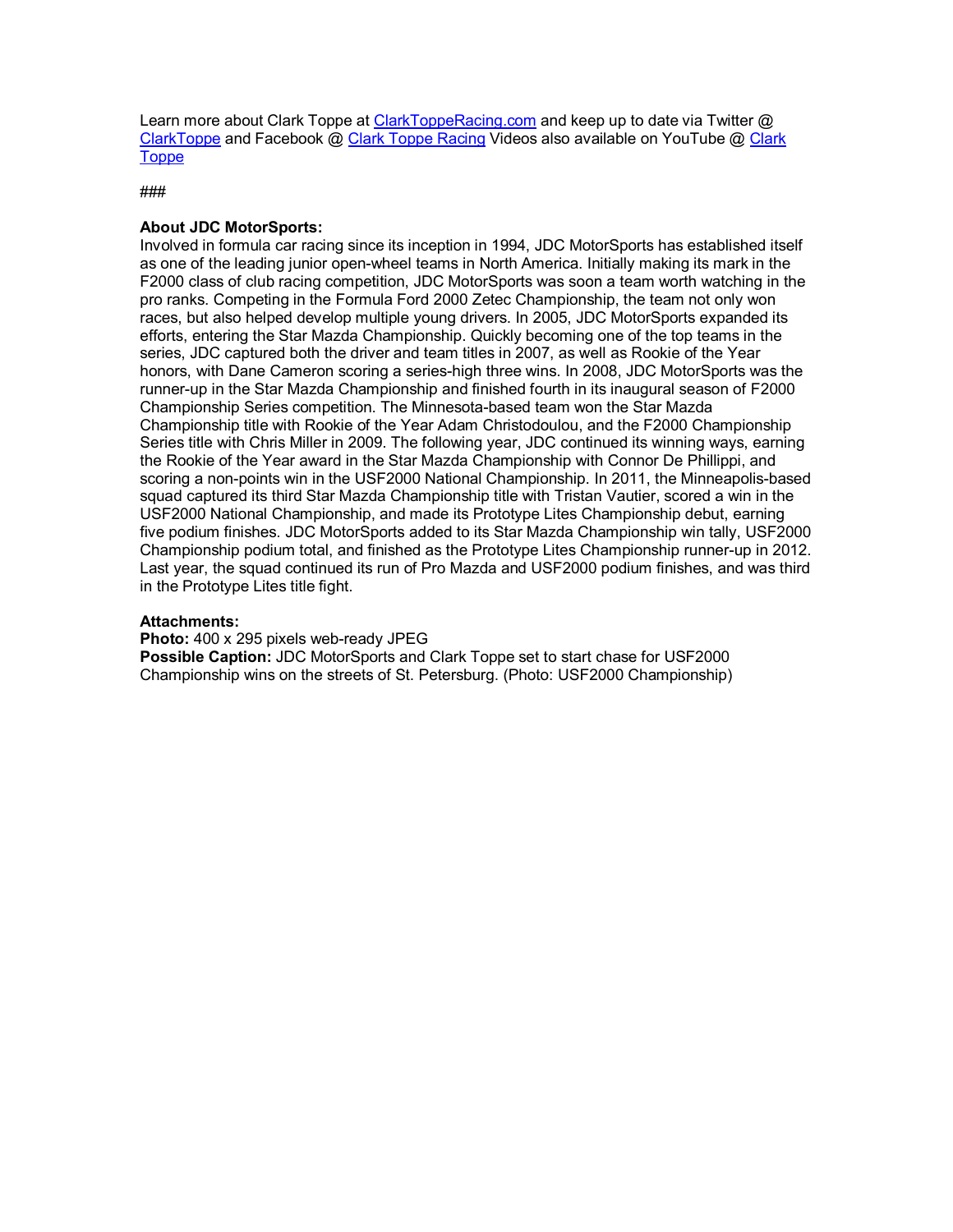Learn more about Clark Toppe at ClarkToppeRacing.com and keep up to date via Twitter @ ClarkToppe and Facebook @ Clark Toppe Racing Videos also available on YouTube @ Clark Toppe

###

**About JDC MotorSports:**
Involved in formula car racing since its inception in 1994, JDC MotorSports has established itself as one of the leading junior open-wheel teams in North America. Initially making its mark in the F2000 class of club racing competition, JDC MotorSports was soon a team worth watching in the pro ranks. Competing in the Formula Ford 2000 Zetec Championship, the team not only won races, but also helped develop multiple young drivers. In 2005, JDC MotorSports expanded its efforts, entering the Star Mazda Championship. Quickly becoming one of the top teams in the series, JDC captured both the driver and team titles in 2007, as well as Rookie of the Year honors, with Dane Cameron scoring a series-high three wins. In 2008, JDC MotorSports was the runner-up in the Star Mazda Championship and finished fourth in its inaugural season of F2000 Championship Series competition. The Minnesota-based team won the Star Mazda Championship title with Rookie of the Year Adam Christodoulou, and the F2000 Championship Series title with Chris Miller in 2009. The following year, JDC continued its winning ways, earning the Rookie of the Year award in the Star Mazda Championship with Connor De Phillippi, and scoring a non-points win in the USF2000 National Championship. In 2011, the Minneapolis-based squad captured its third Star Mazda Championship title with Tristan Vautier, scored a win in the USF2000 National Championship, and made its Prototype Lites Championship debut, earning five podium finishes. JDC MotorSports added to its Star Mazda Championship win tally, USF2000 Championship podium total, and finished as the Prototype Lites Championship runner-up in 2012. Last year, the squad continued its run of Pro Mazda and USF2000 podium finishes, and was third in the Prototype Lites title fight.

**Attachments:**
**Photo:** 400 x 295 pixels web-ready JPEG
**Possible Caption:** JDC MotorSports and Clark Toppe set to start chase for USF2000 Championship wins on the streets of St. Petersburg. (Photo: USF2000 Championship)